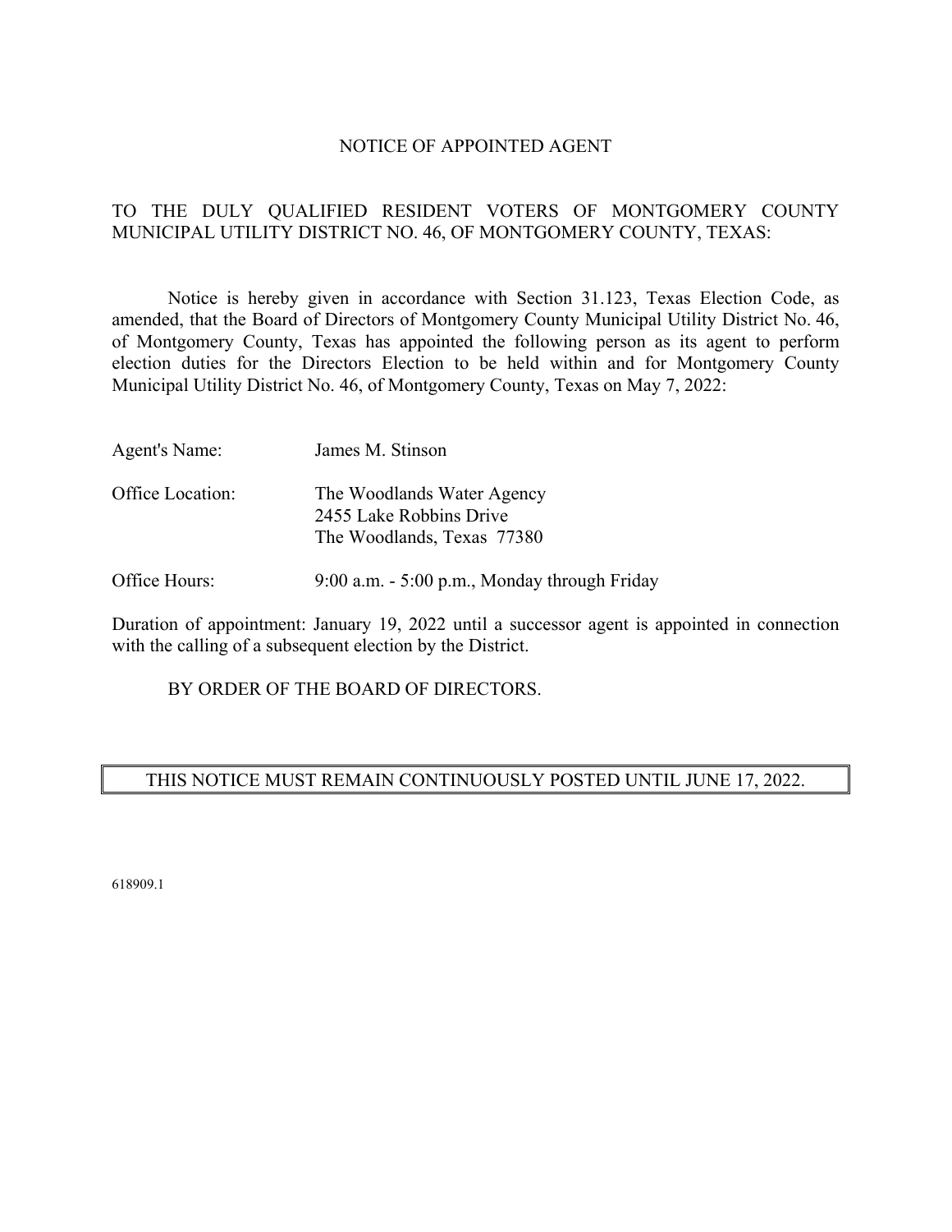# NOTICE OF APPOINTED AGENT

TO THE DULY QUALIFIED RESIDENT VOTERS OF MONTGOMERY COUNTY MUNICIPAL UTILITY DISTRICT NO. 46, OF MONTGOMERY COUNTY, TEXAS:

Notice is hereby given in accordance with Section 31.123, Texas Election Code, as amended, that the Board of Directors of Montgomery County Municipal Utility District No. 46, of Montgomery County, Texas has appointed the following person as its agent to perform election duties for the Directors Election to be held within and for Montgomery County Municipal Utility District No. 46, of Montgomery County, Texas on May 7, 2022:

Agent's Name: James M. Stinson

Office Location: The Woodlands Water Agency
2455 Lake Robbins Drive
The Woodlands, Texas 77380

Office Hours: 9:00 a.m. - 5:00 p.m., Monday through Friday

Duration of appointment: January 19, 2022 until a successor agent is appointed in connection with the calling of a subsequent election by the District.

BY ORDER OF THE BOARD OF DIRECTORS.

**THIS NOTICE MUST REMAIN CONTINUOUSLY POSTED UNTIL JUNE 17, 2022.**

618909.1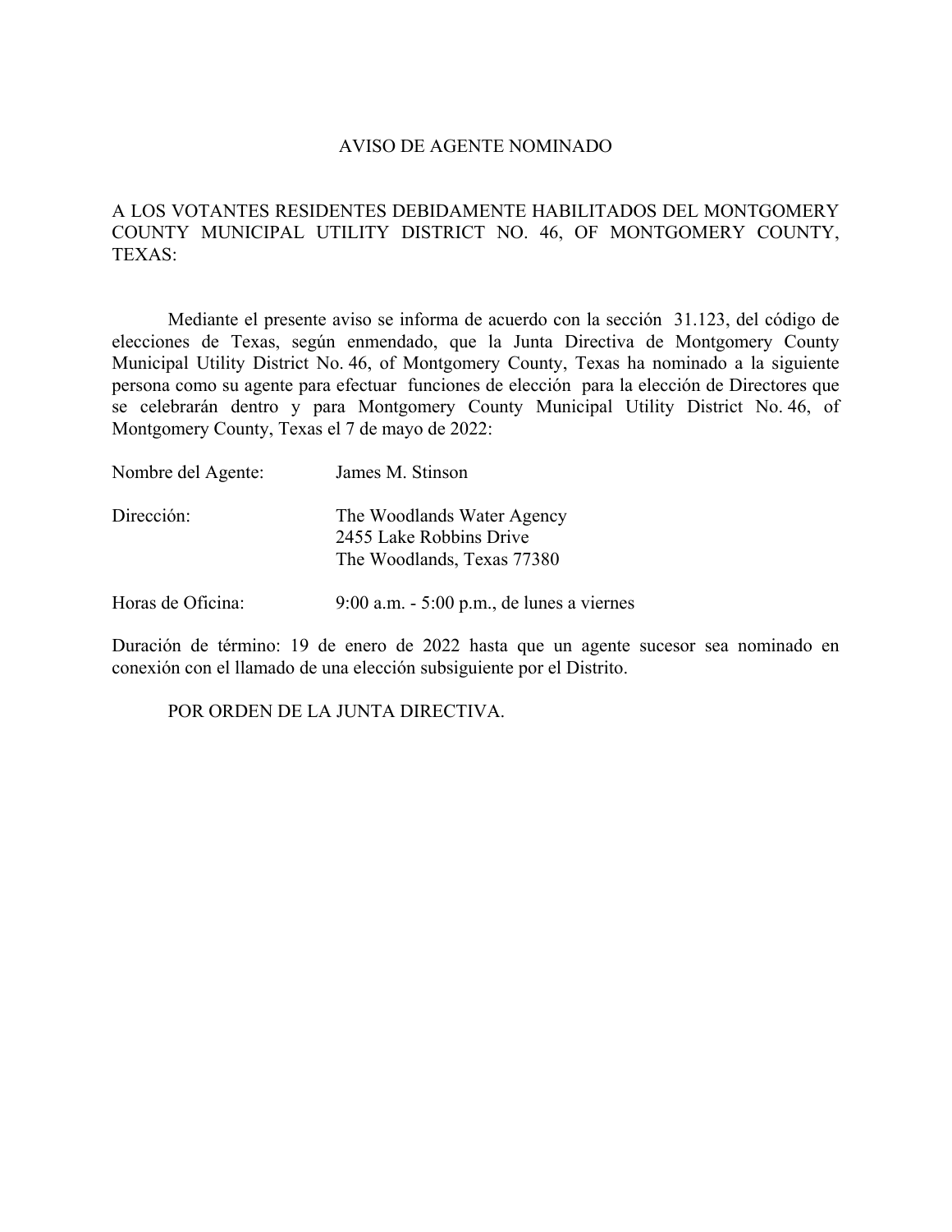# AVISO DE AGENTE NOMINADO

A LOS VOTANTES RESIDENTES DEBIDAMENTE HABILITADOS DEL MONTGOMERY COUNTY MUNICIPAL UTILITY DISTRICT NO. 46, OF MONTGOMERY COUNTY, TEXAS:

Mediante el presente aviso se informa de acuerdo con la sección 31.123, del código de elecciones de Texas, según enmendado, que la Junta Directiva de Montgomery County Municipal Utility District No. 46, of Montgomery County, Texas ha nominado a la siguiente persona como su agente para efectuar funciones de elección para la elección de Directores que se celebrarán dentro y para Montgomery County Municipal Utility District No. 46, of Montgomery County, Texas el 7 de mayo de 2022:

| | |
|---|---|
| Nombre del Agente: | James M. Stinson |
| Dirección: | The Woodlands Water Agency<br>2455 Lake Robbins Drive<br>The Woodlands, Texas 77380 |
| Horas de Oficina: | 9:00 a.m. - 5:00 p.m., de lunes a viernes |

Duración de término: 19 de enero de 2022 hasta que un agente sucesor sea nominado en conexión con el llamado de una elección subsiguiente por el Distrito.

POR ORDEN DE LA JUNTA DIRECTIVA.